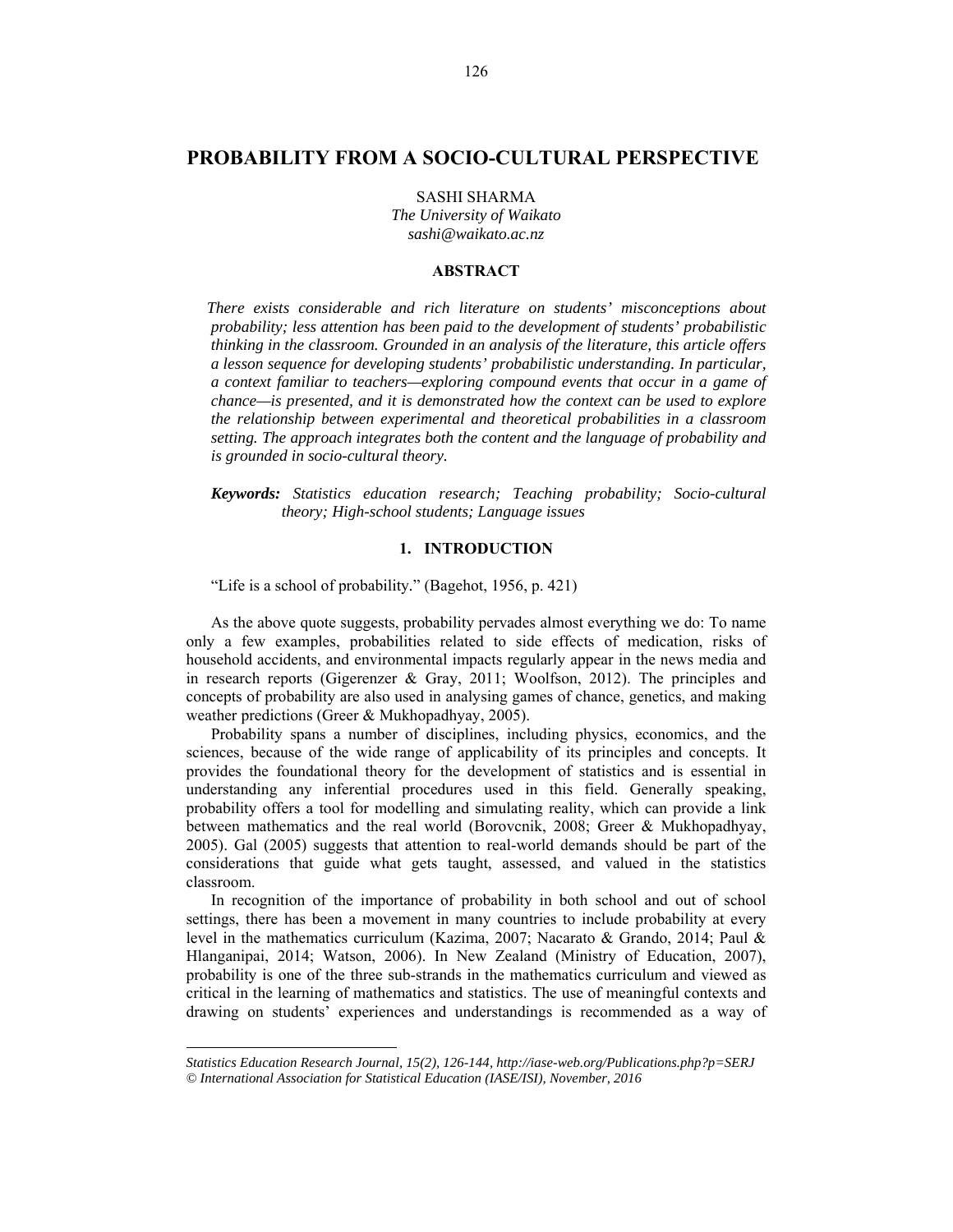# PROBABILITY FROM A SOCIO-CULTURAL PERSPECTIVE

SASHI SHARMA
*The University of Waikato*
*sashi@waikato.ac.nz*

## ABSTRACT

*There exists considerable and rich literature on students' misconceptions about probability; less attention has been paid to the development of students' probabilistic thinking in the classroom. Grounded in an analysis of the literature, this article offers a lesson sequence for developing students' probabilistic understanding. In particular, a context familiar to teachers—exploring compound events that occur in a game of chance—is presented, and it is demonstrated how the context can be used to explore the relationship between experimental and theoretical probabilities in a classroom setting. The approach integrates both the content and the language of probability and is grounded in socio-cultural theory.*

***Keywords:*** *Statistics education research; Teaching probability; Socio-cultural theory; High-school students; Language issues*

## 1. INTRODUCTION

"Life is a school of probability." (Bagehot, 1956, p. 421)

As the above quote suggests, probability pervades almost everything we do: To name only a few examples, probabilities related to side effects of medication, risks of household accidents, and environmental impacts regularly appear in the news media and in research reports (Gigerenzer & Gray, 2011; Woolfson, 2012). The principles and concepts of probability are also used in analysing games of chance, genetics, and making weather predictions (Greer & Mukhopadhyay, 2005).

Probability spans a number of disciplines, including physics, economics, and the sciences, because of the wide range of applicability of its principles and concepts. It provides the foundational theory for the development of statistics and is essential in understanding any inferential procedures used in this field. Generally speaking, probability offers a tool for modelling and simulating reality, which can provide a link between mathematics and the real world (Borovcnik, 2008; Greer & Mukhopadhyay, 2005). Gal (2005) suggests that attention to real-world demands should be part of the considerations that guide what gets taught, assessed, and valued in the statistics classroom.

In recognition of the importance of probability in both school and out of school settings, there has been a movement in many countries to include probability at every level in the mathematics curriculum (Kazima, 2007; Nacarato & Grando, 2014; Paul & Hlanganipai, 2014; Watson, 2006). In New Zealand (Ministry of Education, 2007), probability is one of the three sub-strands in the mathematics curriculum and viewed as critical in the learning of mathematics and statistics. The use of meaningful contexts and drawing on students' experiences and understandings is recommended as a way of

*Statistics Education Research Journal, 15(2), 126-144, http://iase-web.org/Publications.php?p=SERJ*
*© International Association for Statistical Education (IASE/ISI), November, 2016*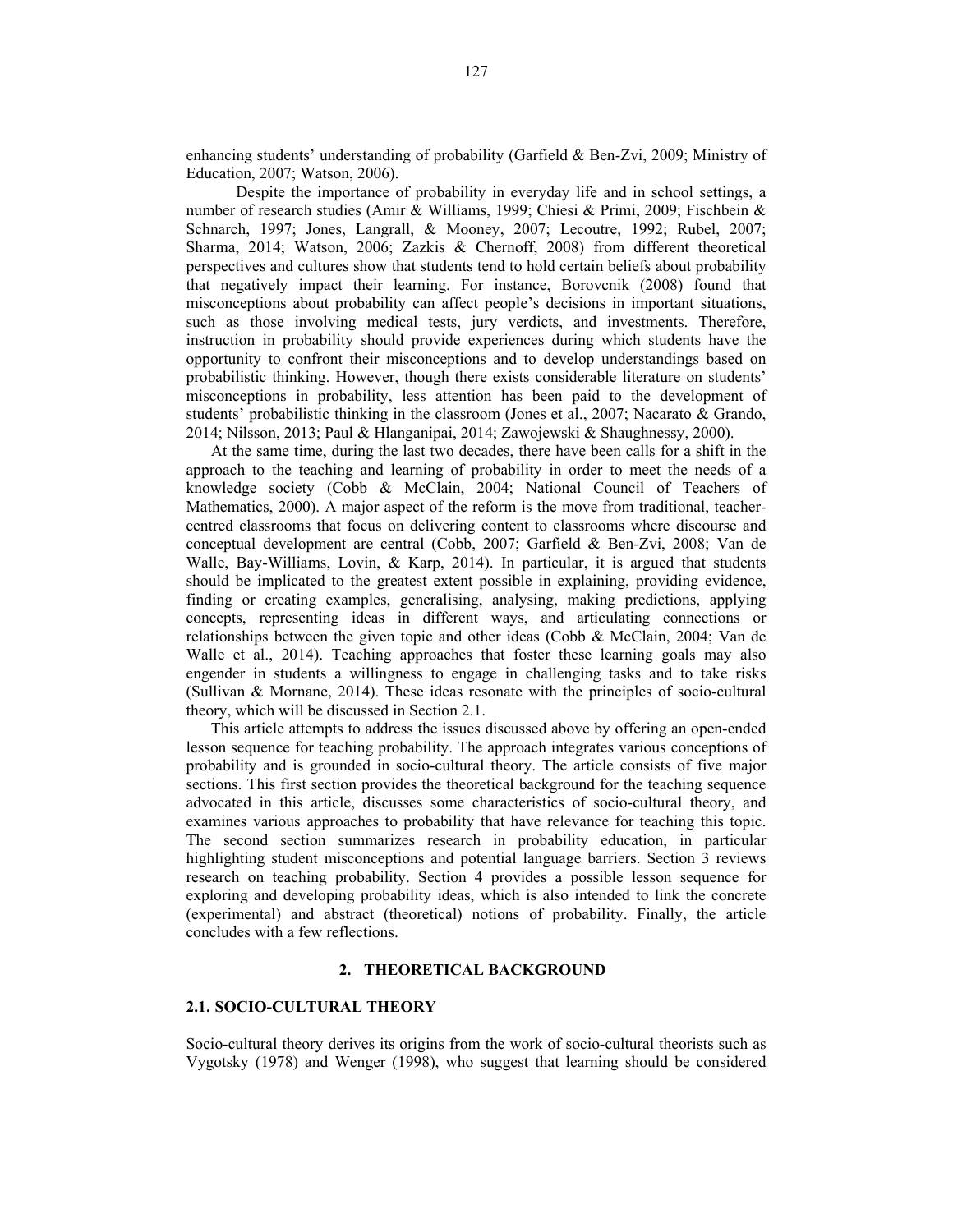enhancing students' understanding of probability (Garfield & Ben-Zvi, 2009; Ministry of Education, 2007; Watson, 2006).

Despite the importance of probability in everyday life and in school settings, a number of research studies (Amir & Williams, 1999; Chiesi & Primi, 2009; Fischbein & Schnarch, 1997; Jones, Langrall, & Mooney, 2007; Lecoutre, 1992; Rubel, 2007; Sharma, 2014; Watson, 2006; Zazkis & Chernoff, 2008) from different theoretical perspectives and cultures show that students tend to hold certain beliefs about probability that negatively impact their learning. For instance, Borovcnik (2008) found that misconceptions about probability can affect people's decisions in important situations, such as those involving medical tests, jury verdicts, and investments. Therefore, instruction in probability should provide experiences during which students have the opportunity to confront their misconceptions and to develop understandings based on probabilistic thinking. However, though there exists considerable literature on students' misconceptions in probability, less attention has been paid to the development of students' probabilistic thinking in the classroom (Jones et al., 2007; Nacarato & Grando, 2014; Nilsson, 2013; Paul & Hlanganipai, 2014; Zawojewski & Shaughnessy, 2000).

At the same time, during the last two decades, there have been calls for a shift in the approach to the teaching and learning of probability in order to meet the needs of a knowledge society (Cobb & McClain, 2004; National Council of Teachers of Mathematics, 2000). A major aspect of the reform is the move from traditional, teacher-centred classrooms that focus on delivering content to classrooms where discourse and conceptual development are central (Cobb, 2007; Garfield & Ben-Zvi, 2008; Van de Walle, Bay-Williams, Lovin, & Karp, 2014). In particular, it is argued that students should be implicated to the greatest extent possible in explaining, providing evidence, finding or creating examples, generalising, analysing, making predictions, applying concepts, representing ideas in different ways, and articulating connections or relationships between the given topic and other ideas (Cobb & McClain, 2004; Van de Walle et al., 2014). Teaching approaches that foster these learning goals may also engender in students a willingness to engage in challenging tasks and to take risks (Sullivan & Mornane, 2014). These ideas resonate with the principles of socio-cultural theory, which will be discussed in Section 2.1.

This article attempts to address the issues discussed above by offering an open-ended lesson sequence for teaching probability. The approach integrates various conceptions of probability and is grounded in socio-cultural theory. The article consists of five major sections. This first section provides the theoretical background for the teaching sequence advocated in this article, discusses some characteristics of socio-cultural theory, and examines various approaches to probability that have relevance for teaching this topic. The second section summarizes research in probability education, in particular highlighting student misconceptions and potential language barriers. Section 3 reviews research on teaching probability. Section 4 provides a possible lesson sequence for exploring and developing probability ideas, which is also intended to link the concrete (experimental) and abstract (theoretical) notions of probability. Finally, the article concludes with a few reflections.

## 2. THEORETICAL BACKGROUND

### 2.1. SOCIO-CULTURAL THEORY

Socio-cultural theory derives its origins from the work of socio-cultural theorists such as Vygotsky (1978) and Wenger (1998), who suggest that learning should be considered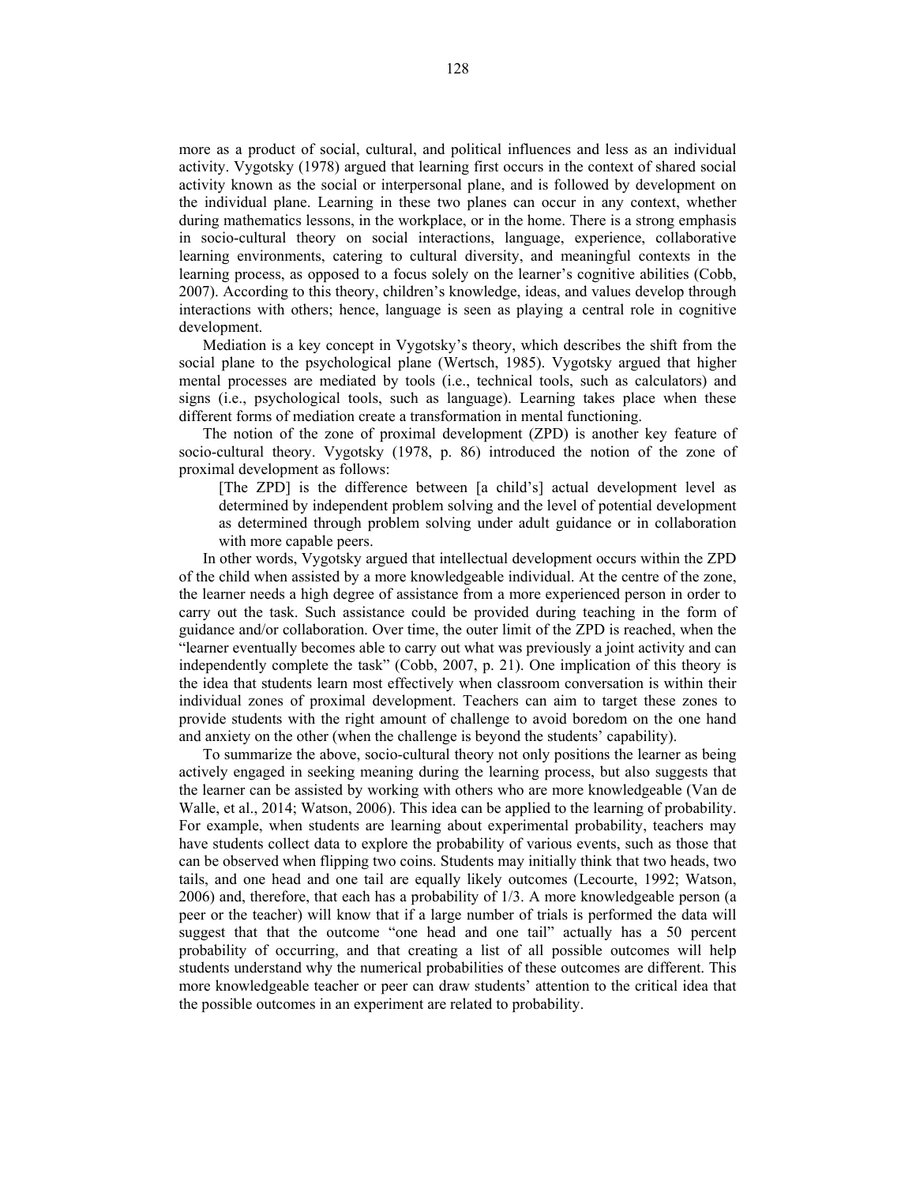more as a product of social, cultural, and political influences and less as an individual activity. Vygotsky (1978) argued that learning first occurs in the context of shared social activity known as the social or interpersonal plane, and is followed by development on the individual plane. Learning in these two planes can occur in any context, whether during mathematics lessons, in the workplace, or in the home. There is a strong emphasis in socio-cultural theory on social interactions, language, experience, collaborative learning environments, catering to cultural diversity, and meaningful contexts in the learning process, as opposed to a focus solely on the learner's cognitive abilities (Cobb, 2007). According to this theory, children's knowledge, ideas, and values develop through interactions with others; hence, language is seen as playing a central role in cognitive development.

Mediation is a key concept in Vygotsky's theory, which describes the shift from the social plane to the psychological plane (Wertsch, 1985). Vygotsky argued that higher mental processes are mediated by tools (i.e., technical tools, such as calculators) and signs (i.e., psychological tools, such as language). Learning takes place when these different forms of mediation create a transformation in mental functioning.

The notion of the zone of proximal development (ZPD) is another key feature of socio-cultural theory. Vygotsky (1978, p. 86) introduced the notion of the zone of proximal development as follows:

> [The ZPD] is the difference between [a child's] actual development level as determined by independent problem solving and the level of potential development as determined through problem solving under adult guidance or in collaboration with more capable peers.

In other words, Vygotsky argued that intellectual development occurs within the ZPD of the child when assisted by a more knowledgeable individual. At the centre of the zone, the learner needs a high degree of assistance from a more experienced person in order to carry out the task. Such assistance could be provided during teaching in the form of guidance and/or collaboration. Over time, the outer limit of the ZPD is reached, when the "learner eventually becomes able to carry out what was previously a joint activity and can independently complete the task" (Cobb, 2007, p. 21). One implication of this theory is the idea that students learn most effectively when classroom conversation is within their individual zones of proximal development. Teachers can aim to target these zones to provide students with the right amount of challenge to avoid boredom on the one hand and anxiety on the other (when the challenge is beyond the students' capability).

To summarize the above, socio-cultural theory not only positions the learner as being actively engaged in seeking meaning during the learning process, but also suggests that the learner can be assisted by working with others who are more knowledgeable (Van de Walle, et al., 2014; Watson, 2006). This idea can be applied to the learning of probability. For example, when students are learning about experimental probability, teachers may have students collect data to explore the probability of various events, such as those that can be observed when flipping two coins. Students may initially think that two heads, two tails, and one head and one tail are equally likely outcomes (Lecourte, 1992; Watson, 2006) and, therefore, that each has a probability of 1/3. A more knowledgeable person (a peer or the teacher) will know that if a large number of trials is performed the data will suggest that that the outcome "one head and one tail" actually has a 50 percent probability of occurring, and that creating a list of all possible outcomes will help students understand why the numerical probabilities of these outcomes are different. This more knowledgeable teacher or peer can draw students' attention to the critical idea that the possible outcomes in an experiment are related to probability.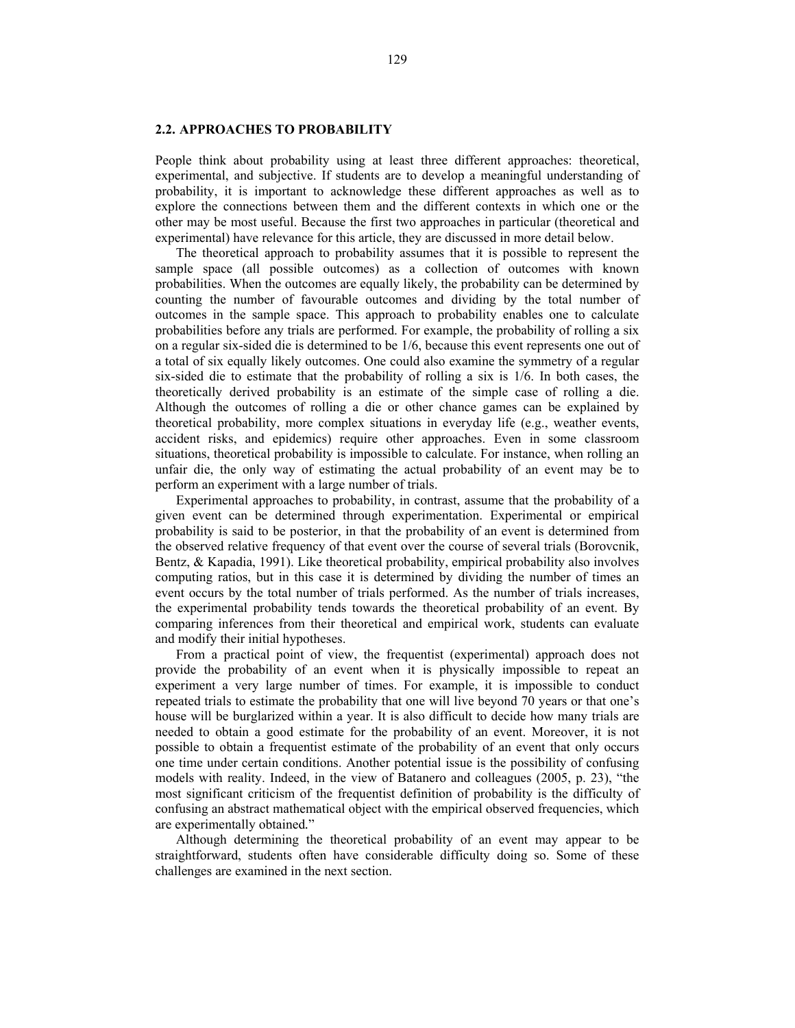## 2.2. APPROACHES TO PROBABILITY

People think about probability using at least three different approaches: theoretical, experimental, and subjective. If students are to develop a meaningful understanding of probability, it is important to acknowledge these different approaches as well as to explore the connections between them and the different contexts in which one or the other may be most useful. Because the first two approaches in particular (theoretical and experimental) have relevance for this article, they are discussed in more detail below.

The theoretical approach to probability assumes that it is possible to represent the sample space (all possible outcomes) as a collection of outcomes with known probabilities. When the outcomes are equally likely, the probability can be determined by counting the number of favourable outcomes and dividing by the total number of outcomes in the sample space. This approach to probability enables one to calculate probabilities before any trials are performed. For example, the probability of rolling a six on a regular six-sided die is determined to be 1/6, because this event represents one out of a total of six equally likely outcomes. One could also examine the symmetry of a regular six-sided die to estimate that the probability of rolling a six is 1/6. In both cases, the theoretically derived probability is an estimate of the simple case of rolling a die. Although the outcomes of rolling a die or other chance games can be explained by theoretical probability, more complex situations in everyday life (e.g., weather events, accident risks, and epidemics) require other approaches. Even in some classroom situations, theoretical probability is impossible to calculate. For instance, when rolling an unfair die, the only way of estimating the actual probability of an event may be to perform an experiment with a large number of trials.

Experimental approaches to probability, in contrast, assume that the probability of a given event can be determined through experimentation. Experimental or empirical probability is said to be posterior, in that the probability of an event is determined from the observed relative frequency of that event over the course of several trials (Borovcnik, Bentz, & Kapadia, 1991). Like theoretical probability, empirical probability also involves computing ratios, but in this case it is determined by dividing the number of times an event occurs by the total number of trials performed. As the number of trials increases, the experimental probability tends towards the theoretical probability of an event. By comparing inferences from their theoretical and empirical work, students can evaluate and modify their initial hypotheses.

From a practical point of view, the frequentist (experimental) approach does not provide the probability of an event when it is physically impossible to repeat an experiment a very large number of times. For example, it is impossible to conduct repeated trials to estimate the probability that one will live beyond 70 years or that one's house will be burglarized within a year. It is also difficult to decide how many trials are needed to obtain a good estimate for the probability of an event. Moreover, it is not possible to obtain a frequentist estimate of the probability of an event that only occurs one time under certain conditions. Another potential issue is the possibility of confusing models with reality. Indeed, in the view of Batanero and colleagues (2005, p. 23), "the most significant criticism of the frequentist definition of probability is the difficulty of confusing an abstract mathematical object with the empirical observed frequencies, which are experimentally obtained."

Although determining the theoretical probability of an event may appear to be straightforward, students often have considerable difficulty doing so. Some of these challenges are examined in the next section.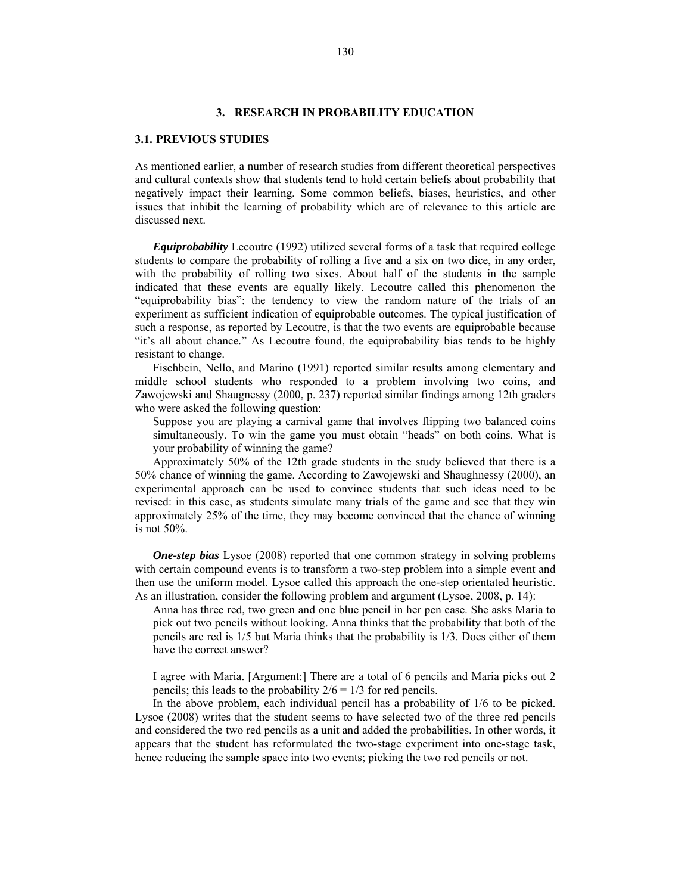## 3. RESEARCH IN PROBABILITY EDUCATION

### 3.1. PREVIOUS STUDIES

As mentioned earlier, a number of research studies from different theoretical perspectives and cultural contexts show that students tend to hold certain beliefs about probability that negatively impact their learning. Some common beliefs, biases, heuristics, and other issues that inhibit the learning of probability which are of relevance to this article are discussed next.

***Equiprobability*** Lecoutre (1992) utilized several forms of a task that required college students to compare the probability of rolling a five and a six on two dice, in any order, with the probability of rolling two sixes. About half of the students in the sample indicated that these events are equally likely. Lecoutre called this phenomenon the "equiprobability bias": the tendency to view the random nature of the trials of an experiment as sufficient indication of equiprobable outcomes. The typical justification of such a response, as reported by Lecoutre, is that the two events are equiprobable because "it's all about chance." As Lecoutre found, the equiprobability bias tends to be highly resistant to change.

Fischbein, Nello, and Marino (1991) reported similar results among elementary and middle school students who responded to a problem involving two coins, and Zawojewski and Shaugnessy (2000, p. 237) reported similar findings among 12th graders who were asked the following question:

> Suppose you are playing a carnival game that involves flipping two balanced coins simultaneously. To win the game you must obtain "heads" on both coins. What is your probability of winning the game?

Approximately 50% of the 12th grade students in the study believed that there is a 50% chance of winning the game. According to Zawojewski and Shaughnessy (2000), an experimental approach can be used to convince students that such ideas need to be revised: in this case, as students simulate many trials of the game and see that they win approximately 25% of the time, they may become convinced that the chance of winning is not 50%.

***One-step bias*** Lysoe (2008) reported that one common strategy in solving problems with certain compound events is to transform a two-step problem into a simple event and then use the uniform model. Lysoe called this approach the one-step orientated heuristic. As an illustration, consider the following problem and argument (Lysoe, 2008, p. 14):

> Anna has three red, two green and one blue pencil in her pen case. She asks Maria to pick out two pencils without looking. Anna thinks that the probability that both of the pencils are red is 1/5 but Maria thinks that the probability is 1/3. Does either of them have the correct answer?
>
> I agree with Maria. [Argument:] There are a total of 6 pencils and Maria picks out 2 pencils; this leads to the probability $2/6 = 1/3$ for red pencils.

In the above problem, each individual pencil has a probability of 1/6 to be picked. Lysoe (2008) writes that the student seems to have selected two of the three red pencils and considered the two red pencils as a unit and added the probabilities. In other words, it appears that the student has reformulated the two-stage experiment into one-stage task, hence reducing the sample space into two events; picking the two red pencils or not.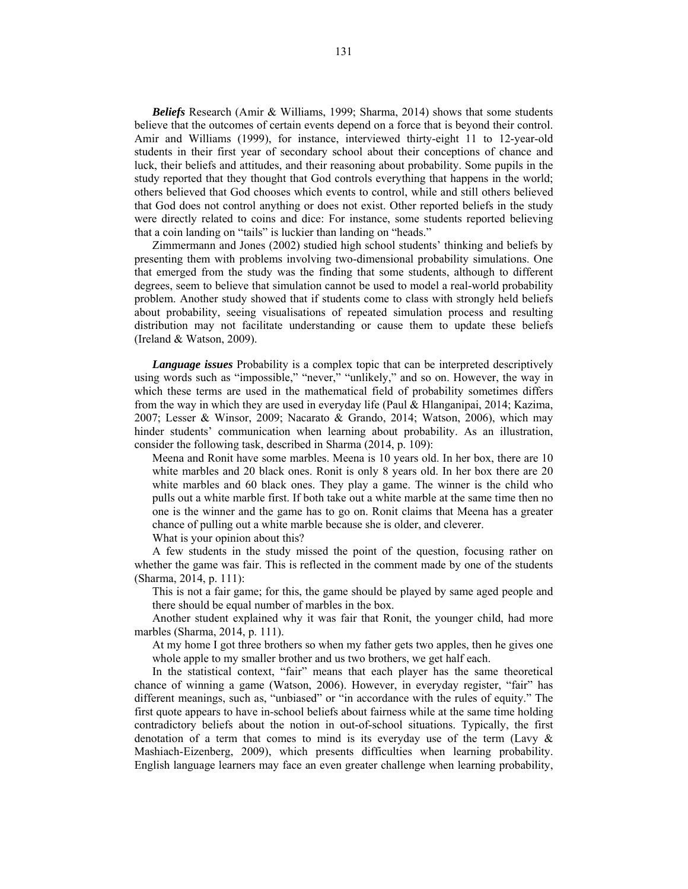***Beliefs*** Research (Amir & Williams, 1999; Sharma, 2014) shows that some students believe that the outcomes of certain events depend on a force that is beyond their control. Amir and Williams (1999), for instance, interviewed thirty-eight 11 to 12-year-old students in their first year of secondary school about their conceptions of chance and luck, their beliefs and attitudes, and their reasoning about probability. Some pupils in the study reported that they thought that God controls everything that happens in the world; others believed that God chooses which events to control, while and still others believed that God does not control anything or does not exist. Other reported beliefs in the study were directly related to coins and dice: For instance, some students reported believing that a coin landing on "tails" is luckier than landing on "heads."

Zimmermann and Jones (2002) studied high school students' thinking and beliefs by presenting them with problems involving two-dimensional probability simulations. One that emerged from the study was the finding that some students, although to different degrees, seem to believe that simulation cannot be used to model a real-world probability problem. Another study showed that if students come to class with strongly held beliefs about probability, seeing visualisations of repeated simulation process and resulting distribution may not facilitate understanding or cause them to update these beliefs (Ireland & Watson, 2009).

***Language issues*** Probability is a complex topic that can be interpreted descriptively using words such as "impossible," "never," "unlikely," and so on. However, the way in which these terms are used in the mathematical field of probability sometimes differs from the way in which they are used in everyday life (Paul & Hlanganipai, 2014; Kazima, 2007; Lesser & Winsor, 2009; Nacarato & Grando, 2014; Watson, 2006), which may hinder students' communication when learning about probability. As an illustration, consider the following task, described in Sharma (2014, p. 109):

> Meena and Ronit have some marbles. Meena is 10 years old. In her box, there are 10 white marbles and 20 black ones. Ronit is only 8 years old. In her box there are 20 white marbles and 60 black ones. They play a game. The winner is the child who pulls out a white marble first. If both take out a white marble at the same time then no one is the winner and the game has to go on. Ronit claims that Meena has a greater chance of pulling out a white marble because she is older, and cleverer.
>
> What is your opinion about this?

A few students in the study missed the point of the question, focusing rather on whether the game was fair. This is reflected in the comment made by one of the students (Sharma, 2014, p. 111):

> This is not a fair game; for this, the game should be played by same aged people and there should be equal number of marbles in the box.

Another student explained why it was fair that Ronit, the younger child, had more marbles (Sharma, 2014, p. 111).

> At my home I got three brothers so when my father gets two apples, then he gives one whole apple to my smaller brother and us two brothers, we get half each.

In the statistical context, "fair" means that each player has the same theoretical chance of winning a game (Watson, 2006). However, in everyday register, "fair" has different meanings, such as, "unbiased" or "in accordance with the rules of equity." The first quote appears to have in-school beliefs about fairness while at the same time holding contradictory beliefs about the notion in out-of-school situations. Typically, the first denotation of a term that comes to mind is its everyday use of the term (Lavy & Mashiach-Eizenberg, 2009), which presents difficulties when learning probability. English language learners may face an even greater challenge when learning probability,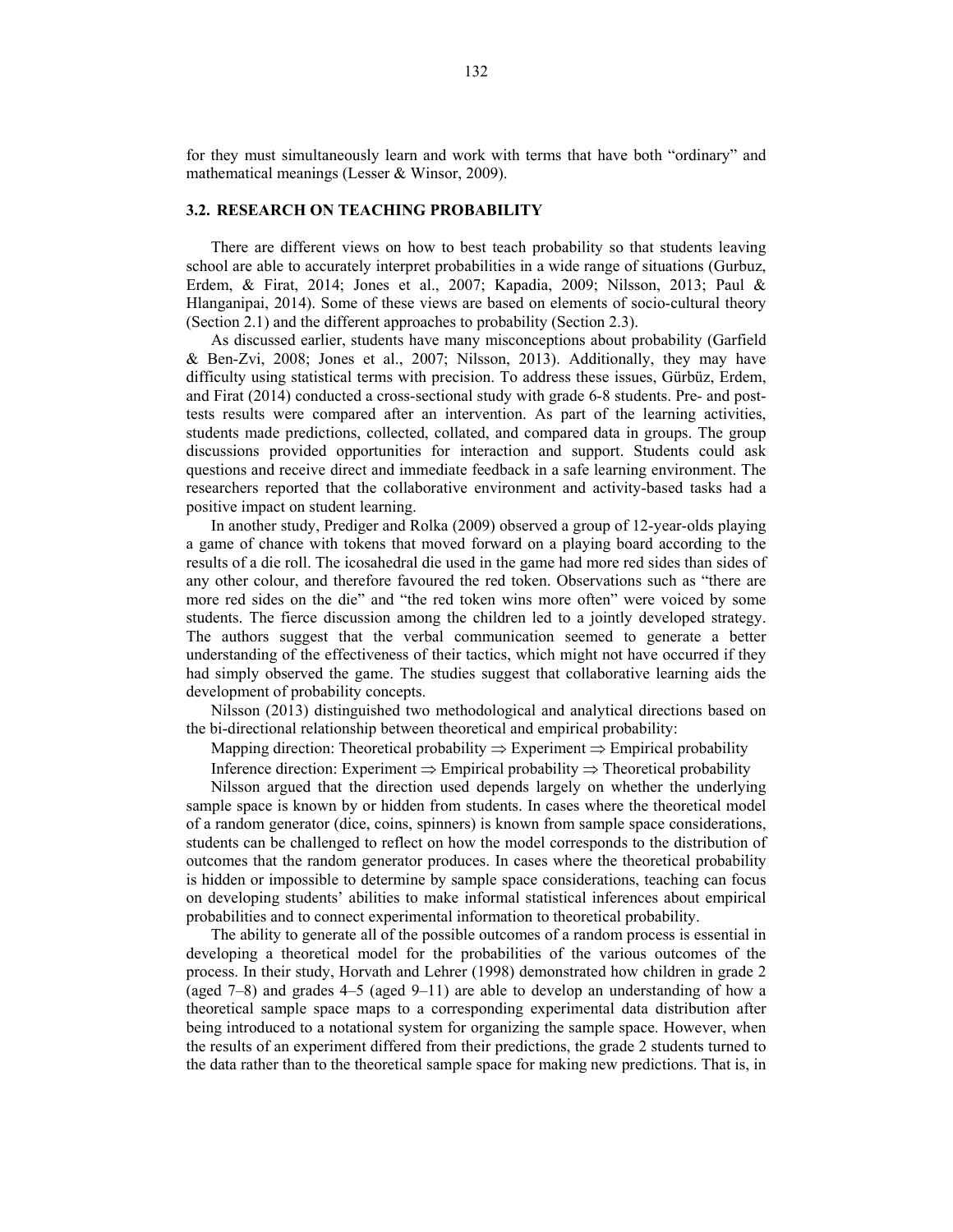for they must simultaneously learn and work with terms that have both "ordinary" and mathematical meanings (Lesser & Winsor, 2009).

## 3.2. RESEARCH ON TEACHING PROBABILITY

There are different views on how to best teach probability so that students leaving school are able to accurately interpret probabilities in a wide range of situations (Gurbuz, Erdem, & Firat, 2014; Jones et al., 2007; Kapadia, 2009; Nilsson, 2013; Paul & Hlanganipai, 2014). Some of these views are based on elements of socio-cultural theory (Section 2.1) and the different approaches to probability (Section 2.3).

As discussed earlier, students have many misconceptions about probability (Garfield & Ben-Zvi, 2008; Jones et al., 2007; Nilsson, 2013). Additionally, they may have difficulty using statistical terms with precision. To address these issues, Gürbüz, Erdem, and Firat (2014) conducted a cross-sectional study with grade 6-8 students. Pre- and post-tests results were compared after an intervention. As part of the learning activities, students made predictions, collected, collated, and compared data in groups. The group discussions provided opportunities for interaction and support. Students could ask questions and receive direct and immediate feedback in a safe learning environment. The researchers reported that the collaborative environment and activity-based tasks had a positive impact on student learning.

In another study, Prediger and Rolka (2009) observed a group of 12-year-olds playing a game of chance with tokens that moved forward on a playing board according to the results of a die roll. The icosahedral die used in the game had more red sides than sides of any other colour, and therefore favoured the red token. Observations such as "there are more red sides on the die" and "the red token wins more often" were voiced by some students. The fierce discussion among the children led to a jointly developed strategy. The authors suggest that the verbal communication seemed to generate a better understanding of the effectiveness of their tactics, which might not have occurred if they had simply observed the game. The studies suggest that collaborative learning aids the development of probability concepts.

Nilsson (2013) distinguished two methodological and analytical directions based on the bi-directional relationship between theoretical and empirical probability:

Mapping direction: Theoretical probability $\Rightarrow$ Experiment $\Rightarrow$ Empirical probability

Inference direction: Experiment $\Rightarrow$ Empirical probability $\Rightarrow$ Theoretical probability

Nilsson argued that the direction used depends largely on whether the underlying sample space is known by or hidden from students. In cases where the theoretical model of a random generator (dice, coins, spinners) is known from sample space considerations, students can be challenged to reflect on how the model corresponds to the distribution of outcomes that the random generator produces. In cases where the theoretical probability is hidden or impossible to determine by sample space considerations, teaching can focus on developing students' abilities to make informal statistical inferences about empirical probabilities and to connect experimental information to theoretical probability.

The ability to generate all of the possible outcomes of a random process is essential in developing a theoretical model for the probabilities of the various outcomes of the process. In their study, Horvath and Lehrer (1998) demonstrated how children in grade 2 (aged 7–8) and grades 4–5 (aged 9–11) are able to develop an understanding of how a theoretical sample space maps to a corresponding experimental data distribution after being introduced to a notational system for organizing the sample space. However, when the results of an experiment differed from their predictions, the grade 2 students turned to the data rather than to the theoretical sample space for making new predictions. That is, in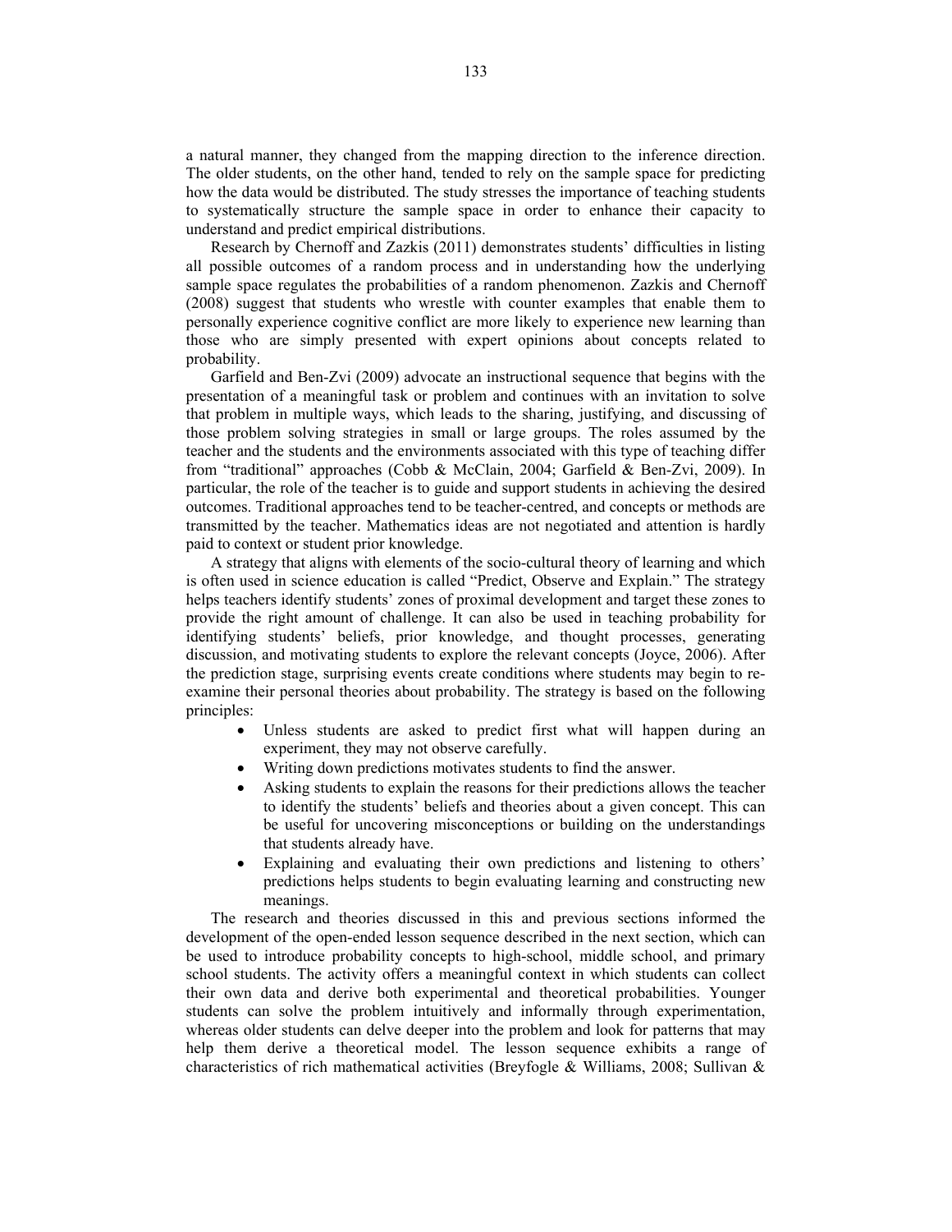a natural manner, they changed from the mapping direction to the inference direction. The older students, on the other hand, tended to rely on the sample space for predicting how the data would be distributed. The study stresses the importance of teaching students to systematically structure the sample space in order to enhance their capacity to understand and predict empirical distributions.

Research by Chernoff and Zazkis (2011) demonstrates students' difficulties in listing all possible outcomes of a random process and in understanding how the underlying sample space regulates the probabilities of a random phenomenon. Zazkis and Chernoff (2008) suggest that students who wrestle with counter examples that enable them to personally experience cognitive conflict are more likely to experience new learning than those who are simply presented with expert opinions about concepts related to probability.

Garfield and Ben-Zvi (2009) advocate an instructional sequence that begins with the presentation of a meaningful task or problem and continues with an invitation to solve that problem in multiple ways, which leads to the sharing, justifying, and discussing of those problem solving strategies in small or large groups. The roles assumed by the teacher and the students and the environments associated with this type of teaching differ from "traditional" approaches (Cobb & McClain, 2004; Garfield & Ben-Zvi, 2009). In particular, the role of the teacher is to guide and support students in achieving the desired outcomes. Traditional approaches tend to be teacher-centred, and concepts or methods are transmitted by the teacher. Mathematics ideas are not negotiated and attention is hardly paid to context or student prior knowledge.

A strategy that aligns with elements of the socio-cultural theory of learning and which is often used in science education is called "Predict, Observe and Explain." The strategy helps teachers identify students' zones of proximal development and target these zones to provide the right amount of challenge. It can also be used in teaching probability for identifying students' beliefs, prior knowledge, and thought processes, generating discussion, and motivating students to explore the relevant concepts (Joyce, 2006). After the prediction stage, surprising events create conditions where students may begin to re-examine their personal theories about probability. The strategy is based on the following principles:

- Unless students are asked to predict first what will happen during an experiment, they may not observe carefully.
- Writing down predictions motivates students to find the answer.
- Asking students to explain the reasons for their predictions allows the teacher to identify the students' beliefs and theories about a given concept. This can be useful for uncovering misconceptions or building on the understandings that students already have.
- Explaining and evaluating their own predictions and listening to others' predictions helps students to begin evaluating learning and constructing new meanings.

The research and theories discussed in this and previous sections informed the development of the open-ended lesson sequence described in the next section, which can be used to introduce probability concepts to high-school, middle school, and primary school students. The activity offers a meaningful context in which students can collect their own data and derive both experimental and theoretical probabilities. Younger students can solve the problem intuitively and informally through experimentation, whereas older students can delve deeper into the problem and look for patterns that may help them derive a theoretical model. The lesson sequence exhibits a range of characteristics of rich mathematical activities (Breyfogle & Williams, 2008; Sullivan &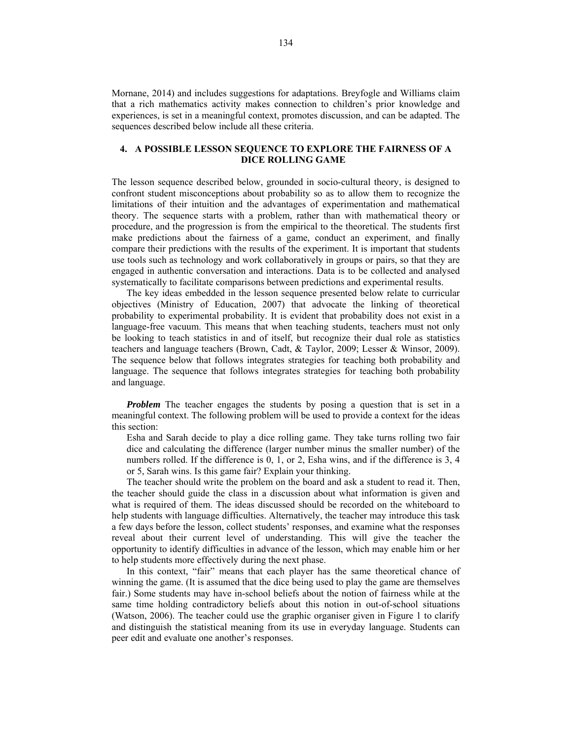Mornane, 2014) and includes suggestions for adaptations. Breyfogle and Williams claim that a rich mathematics activity makes connection to children's prior knowledge and experiences, is set in a meaningful context, promotes discussion, and can be adapted. The sequences described below include all these criteria.

## 4. A POSSIBLE LESSON SEQUENCE TO EXPLORE THE FAIRNESS OF A DICE ROLLING GAME

The lesson sequence described below, grounded in socio-cultural theory, is designed to confront student misconceptions about probability so as to allow them to recognize the limitations of their intuition and the advantages of experimentation and mathematical theory. The sequence starts with a problem, rather than with mathematical theory or procedure, and the progression is from the empirical to the theoretical. The students first make predictions about the fairness of a game, conduct an experiment, and finally compare their predictions with the results of the experiment. It is important that students use tools such as technology and work collaboratively in groups or pairs, so that they are engaged in authentic conversation and interactions. Data is to be collected and analysed systematically to facilitate comparisons between predictions and experimental results.

The key ideas embedded in the lesson sequence presented below relate to curricular objectives (Ministry of Education, 2007) that advocate the linking of theoretical probability to experimental probability. It is evident that probability does not exist in a language-free vacuum. This means that when teaching students, teachers must not only be looking to teach statistics in and of itself, but recognize their dual role as statistics teachers and language teachers (Brown, Cadt, & Taylor, 2009; Lesser & Winsor, 2009). The sequence below that follows integrates strategies for teaching both probability and language. The sequence that follows integrates strategies for teaching both probability and language.

***Problem*** The teacher engages the students by posing a question that is set in a meaningful context. The following problem will be used to provide a context for the ideas this section:

> Esha and Sarah decide to play a dice rolling game. They take turns rolling two fair dice and calculating the difference (larger number minus the smaller number) of the numbers rolled. If the difference is 0, 1, or 2, Esha wins, and if the difference is 3, 4 or 5, Sarah wins. Is this game fair? Explain your thinking.

The teacher should write the problem on the board and ask a student to read it. Then, the teacher should guide the class in a discussion about what information is given and what is required of them. The ideas discussed should be recorded on the whiteboard to help students with language difficulties. Alternatively, the teacher may introduce this task a few days before the lesson, collect students' responses, and examine what the responses reveal about their current level of understanding. This will give the teacher the opportunity to identify difficulties in advance of the lesson, which may enable him or her to help students more effectively during the next phase.

In this context, "fair" means that each player has the same theoretical chance of winning the game. (It is assumed that the dice being used to play the game are themselves fair.) Some students may have in-school beliefs about the notion of fairness while at the same time holding contradictory beliefs about this notion in out-of-school situations (Watson, 2006). The teacher could use the graphic organiser given in Figure 1 to clarify and distinguish the statistical meaning from its use in everyday language. Students can peer edit and evaluate one another's responses.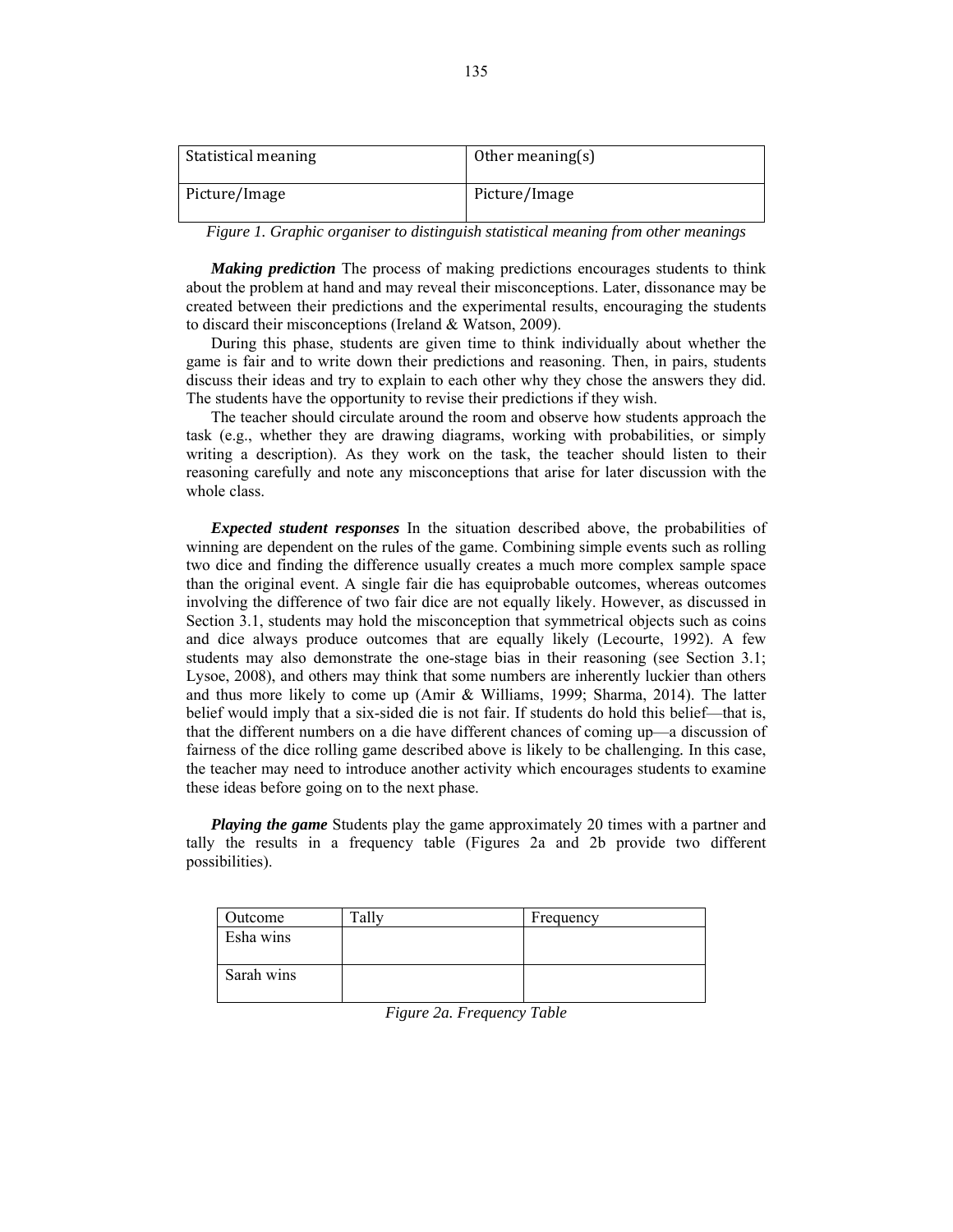| Statistical meaning | Other meaning(s) |
| --- | --- |
| Picture/Image | Picture/Image |

*Figure 1. Graphic organiser to distinguish statistical meaning from other meanings*

***Making prediction*** The process of making predictions encourages students to think about the problem at hand and may reveal their misconceptions. Later, dissonance may be created between their predictions and the experimental results, encouraging the students to discard their misconceptions (Ireland & Watson, 2009).

During this phase, students are given time to think individually about whether the game is fair and to write down their predictions and reasoning. Then, in pairs, students discuss their ideas and try to explain to each other why they chose the answers they did. The students have the opportunity to revise their predictions if they wish.

The teacher should circulate around the room and observe how students approach the task (e.g., whether they are drawing diagrams, working with probabilities, or simply writing a description). As they work on the task, the teacher should listen to their reasoning carefully and note any misconceptions that arise for later discussion with the whole class.

***Expected student responses*** In the situation described above, the probabilities of winning are dependent on the rules of the game. Combining simple events such as rolling two dice and finding the difference usually creates a much more complex sample space than the original event. A single fair die has equiprobable outcomes, whereas outcomes involving the difference of two fair dice are not equally likely. However, as discussed in Section 3.1, students may hold the misconception that symmetrical objects such as coins and dice always produce outcomes that are equally likely (Lecourte, 1992). A few students may also demonstrate the one-stage bias in their reasoning (see Section 3.1; Lysoe, 2008), and others may think that some numbers are inherently luckier than others and thus more likely to come up (Amir & Williams, 1999; Sharma, 2014). The latter belief would imply that a six-sided die is not fair. If students do hold this belief—that is, that the different numbers on a die have different chances of coming up—a discussion of fairness of the dice rolling game described above is likely to be challenging. In this case, the teacher may need to introduce another activity which encourages students to examine these ideas before going on to the next phase.

***Playing the game*** Students play the game approximately 20 times with a partner and tally the results in a frequency table (Figures 2a and 2b provide two different possibilities).

| Outcome | Tally | Frequency |
| --- | --- | --- |
| Esha wins | | |
| Sarah wins | | |

*Figure 2a. Frequency Table*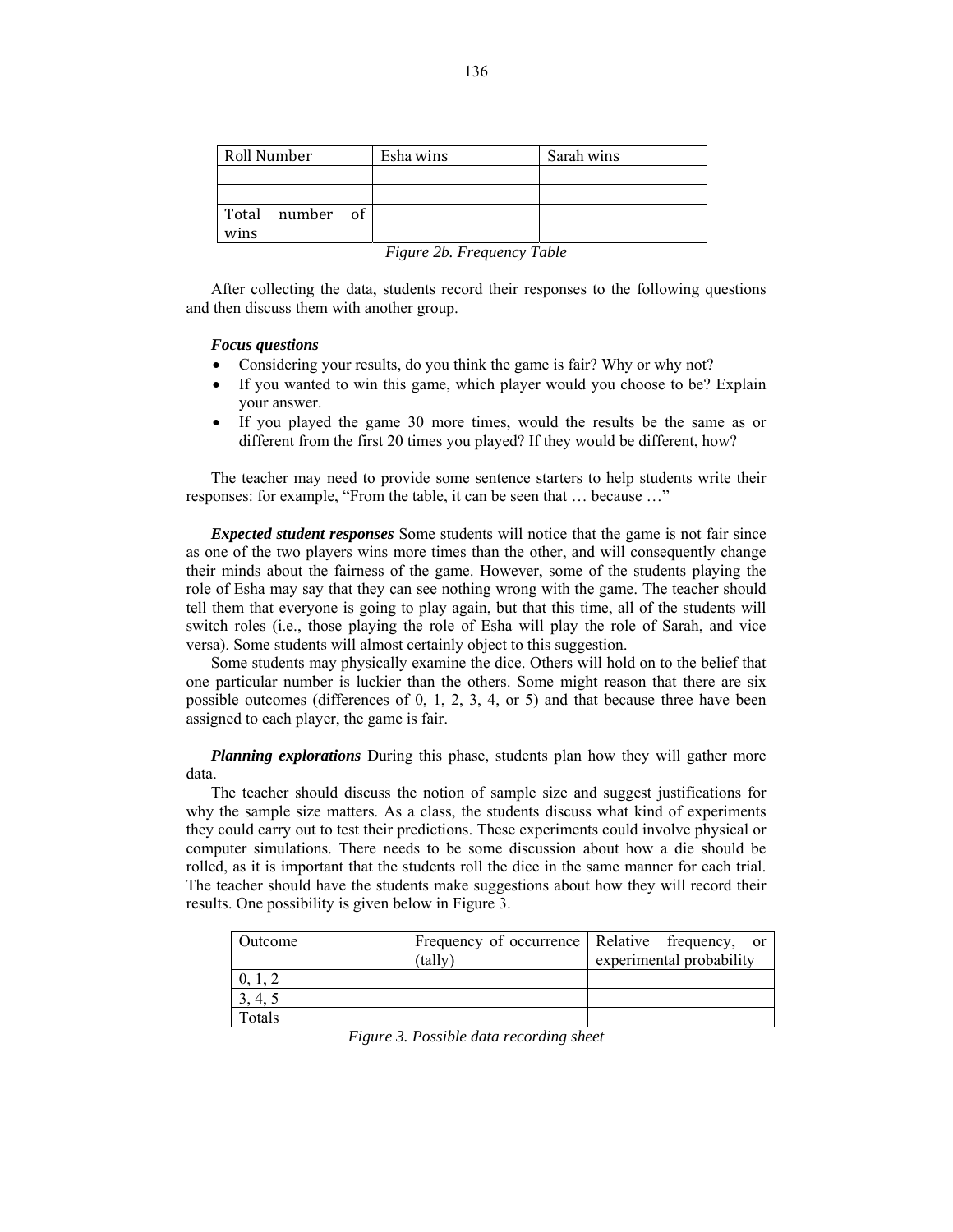| Roll Number | Esha wins | Sarah wins |
|---|---|---|
| | | |
| | | |
| Total number of wins | | |

*Figure 2b. Frequency Table*

After collecting the data, students record their responses to the following questions and then discuss them with another group.

***Focus questions***

- Considering your results, do you think the game is fair? Why or why not?
- If you wanted to win this game, which player would you choose to be? Explain your answer.
- If you played the game 30 more times, would the results be the same as or different from the first 20 times you played? If they would be different, how?

The teacher may need to provide some sentence starters to help students write their responses: for example, "From the table, it can be seen that … because …"

***Expected student responses*** Some students will notice that the game is not fair since as one of the two players wins more times than the other, and will consequently change their minds about the fairness of the game. However, some of the students playing the role of Esha may say that they can see nothing wrong with the game. The teacher should tell them that everyone is going to play again, but that this time, all of the students will switch roles (i.e., those playing the role of Esha will play the role of Sarah, and vice versa). Some students will almost certainly object to this suggestion.

Some students may physically examine the dice. Others will hold on to the belief that one particular number is luckier than the others. Some might reason that there are six possible outcomes (differences of 0, 1, 2, 3, 4, or 5) and that because three have been assigned to each player, the game is fair.

***Planning explorations*** During this phase, students plan how they will gather more data.

The teacher should discuss the notion of sample size and suggest justifications for why the sample size matters. As a class, the students discuss what kind of experiments they could carry out to test their predictions. These experiments could involve physical or computer simulations. There needs to be some discussion about how a die should be rolled, as it is important that the students roll the dice in the same manner for each trial. The teacher should have the students make suggestions about how they will record their results. One possibility is given below in Figure 3.

| Outcome | Frequency of occurrence (tally) | Relative frequency, or experimental probability |
|---|---|---|
| 0, 1, 2 | | |
| 3, 4, 5 | | |
| Totals | | |

*Figure 3. Possible data recording sheet*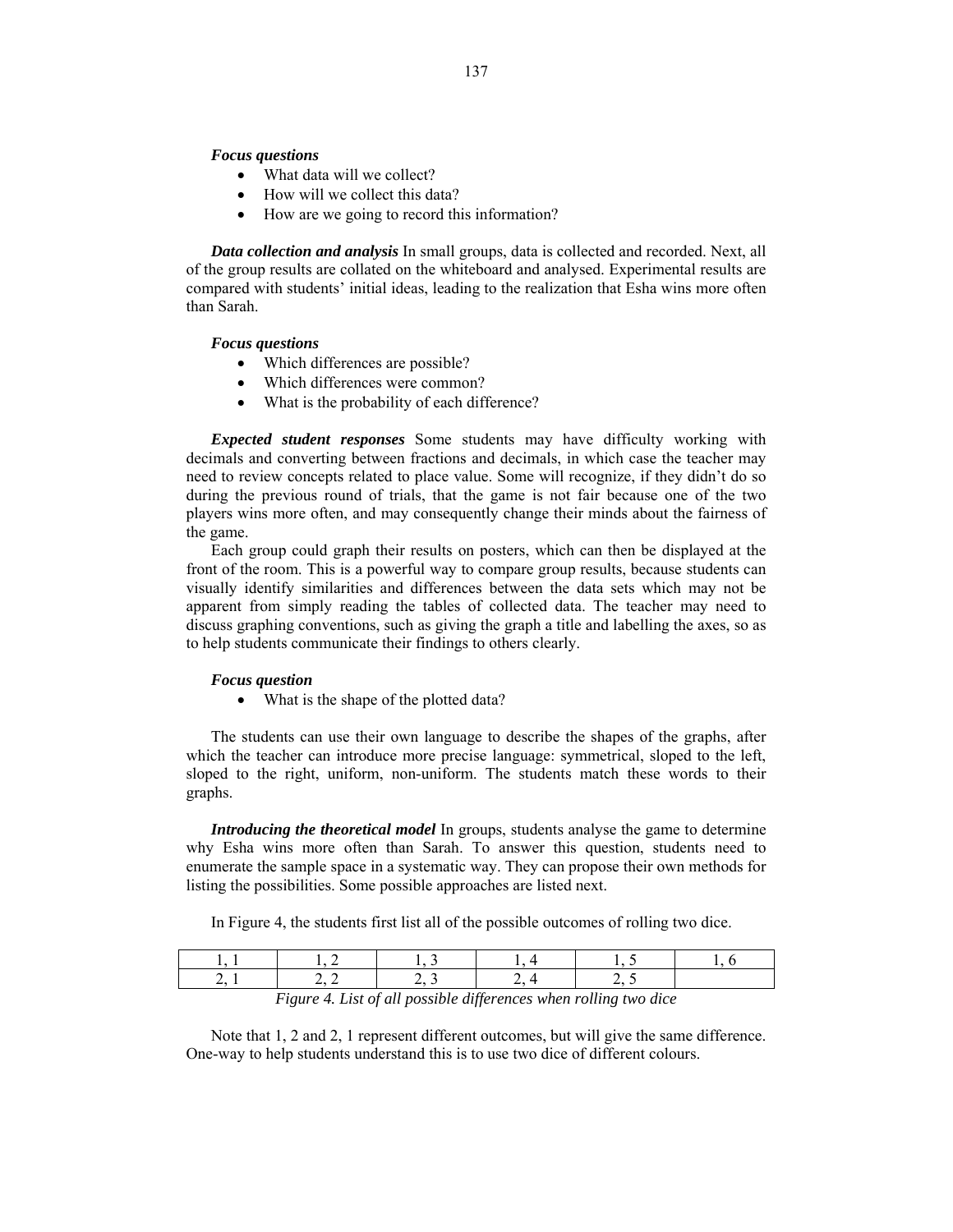***Focus questions***

- What data will we collect?
- How will we collect this data?
- How are we going to record this information?

***Data collection and analysis*** In small groups, data is collected and recorded. Next, all of the group results are collated on the whiteboard and analysed. Experimental results are compared with students' initial ideas, leading to the realization that Esha wins more often than Sarah.

***Focus questions***

- Which differences are possible?
- Which differences were common?
- What is the probability of each difference?

***Expected student responses*** Some students may have difficulty working with decimals and converting between fractions and decimals, in which case the teacher may need to review concepts related to place value. Some will recognize, if they didn't do so during the previous round of trials, that the game is not fair because one of the two players wins more often, and may consequently change their minds about the fairness of the game.

Each group could graph their results on posters, which can then be displayed at the front of the room. This is a powerful way to compare group results, because students can visually identify similarities and differences between the data sets which may not be apparent from simply reading the tables of collected data. The teacher may need to discuss graphing conventions, such as giving the graph a title and labelling the axes, so as to help students communicate their findings to others clearly.

***Focus question***

- What is the shape of the plotted data?

The students can use their own language to describe the shapes of the graphs, after which the teacher can introduce more precise language: symmetrical, sloped to the left, sloped to the right, uniform, non-uniform. The students match these words to their graphs.

***Introducing the theoretical model*** In groups, students analyse the game to determine why Esha wins more often than Sarah. To answer this question, students need to enumerate the sample space in a systematic way. They can propose their own methods for listing the possibilities. Some possible approaches are listed next.

In Figure 4, the students first list all of the possible outcomes of rolling two dice.

| 1, 1 | 1, 2 | 1, 3 | 1, 4 | 1, 5 | 1, 6 |
|---|---|---|---|---|---|
| 2, 1 | 2, 2 | 2, 3 | 2, 4 | 2, 5 | |

*Figure 4. List of all possible differences when rolling two dice*

Note that 1, 2 and 2, 1 represent different outcomes, but will give the same difference. One-way to help students understand this is to use two dice of different colours.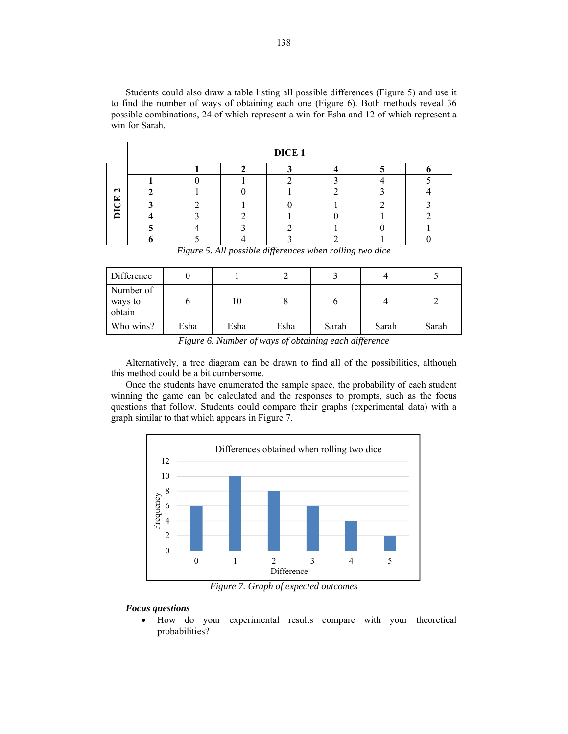Students could also draw a table listing all possible differences (Figure 5) and use it to find the number of ways of obtaining each one (Figure 6). Both methods reveal 36 possible combinations, 24 of which represent a win for Esha and 12 of which represent a win for Sarah.

| | | DICE 1 | | | | | |
|---|---|---|---|---|---|---|---|
| | | **1** | **2** | **3** | **4** | **5** | **6** |
| **DICE 2** | **1** | 0 | 1 | 2 | 3 | 4 | 5 |
| | **2** | 1 | 0 | 1 | 2 | 3 | 4 |
| | **3** | 2 | 1 | 0 | 1 | 2 | 3 |
| | **4** | 3 | 2 | 1 | 0 | 1 | 2 |
| | **5** | 4 | 3 | 2 | 1 | 0 | 1 |
| | **6** | 5 | 4 | 3 | 2 | 1 | 0 |

*Figure 5. All possible differences when rolling two dice*

| Difference | 0 | 1 | 2 | 3 | 4 | 5 |
|---|---|---|---|---|---|---|
| Number of ways to obtain | 6 | 10 | 8 | 6 | 4 | 2 |
| Who wins? | Esha | Esha | Esha | Sarah | Sarah | Sarah |

*Figure 6. Number of ways of obtaining each difference*

Alternatively, a tree diagram can be drawn to find all of the possibilities, although this method could be a bit cumbersome.

Once the students have enumerated the sample space, the probability of each student winning the game can be calculated and the responses to prompts, such as the focus questions that follow. Students could compare their graphs (experimental data) with a graph similar to that which appears in Figure 7.

Differences obtained when rolling two dice

| Difference | 0 | 1 | 2 | 3 | 4 | 5 |
|---|---|---|---|---|---|---|
| Frequency | 6 | 10 | 8 | 6 | 4 | 2 |

*Figure 7. Graph of expected outcomes*

***Focus questions***

- How do your experimental results compare with your theoretical probabilities?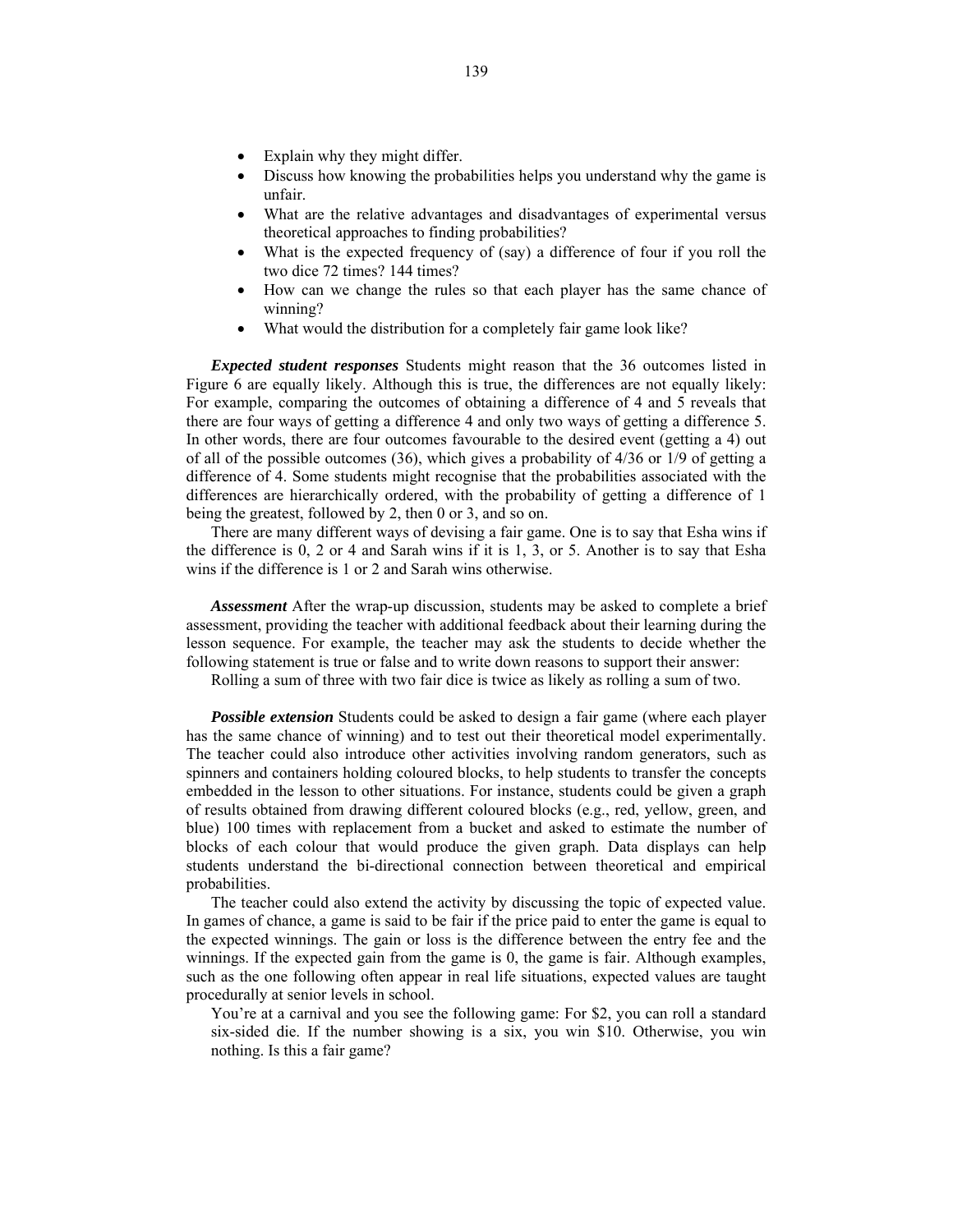- Explain why they might differ.
- Discuss how knowing the probabilities helps you understand why the game is unfair.
- What are the relative advantages and disadvantages of experimental versus theoretical approaches to finding probabilities?
- What is the expected frequency of (say) a difference of four if you roll the two dice 72 times? 144 times?
- How can we change the rules so that each player has the same chance of winning?
- What would the distribution for a completely fair game look like?

***Expected student responses*** Students might reason that the 36 outcomes listed in Figure 6 are equally likely. Although this is true, the differences are not equally likely: For example, comparing the outcomes of obtaining a difference of 4 and 5 reveals that there are four ways of getting a difference 4 and only two ways of getting a difference 5. In other words, there are four outcomes favourable to the desired event (getting a 4) out of all of the possible outcomes (36), which gives a probability of 4/36 or 1/9 of getting a difference of 4. Some students might recognise that the probabilities associated with the differences are hierarchically ordered, with the probability of getting a difference of 1 being the greatest, followed by 2, then 0 or 3, and so on.

There are many different ways of devising a fair game. One is to say that Esha wins if the difference is 0, 2 or 4 and Sarah wins if it is 1, 3, or 5. Another is to say that Esha wins if the difference is 1 or 2 and Sarah wins otherwise.

***Assessment*** After the wrap-up discussion, students may be asked to complete a brief assessment, providing the teacher with additional feedback about their learning during the lesson sequence. For example, the teacher may ask the students to decide whether the following statement is true or false and to write down reasons to support their answer:

> Rolling a sum of three with two fair dice is twice as likely as rolling a sum of two.

***Possible extension*** Students could be asked to design a fair game (where each player has the same chance of winning) and to test out their theoretical model experimentally. The teacher could also introduce other activities involving random generators, such as spinners and containers holding coloured blocks, to help students to transfer the concepts embedded in the lesson to other situations. For instance, students could be given a graph of results obtained from drawing different coloured blocks (e.g., red, yellow, green, and blue) 100 times with replacement from a bucket and asked to estimate the number of blocks of each colour that would produce the given graph. Data displays can help students understand the bi-directional connection between theoretical and empirical probabilities.

The teacher could also extend the activity by discussing the topic of expected value. In games of chance, a game is said to be fair if the price paid to enter the game is equal to the expected winnings. The gain or loss is the difference between the entry fee and the winnings. If the expected gain from the game is 0, the game is fair. Although examples, such as the one following often appear in real life situations, expected values are taught procedurally at senior levels in school.

> You're at a carnival and you see the following game: For $2, you can roll a standard six-sided die. If the number showing is a six, you win $10. Otherwise, you win nothing. Is this a fair game?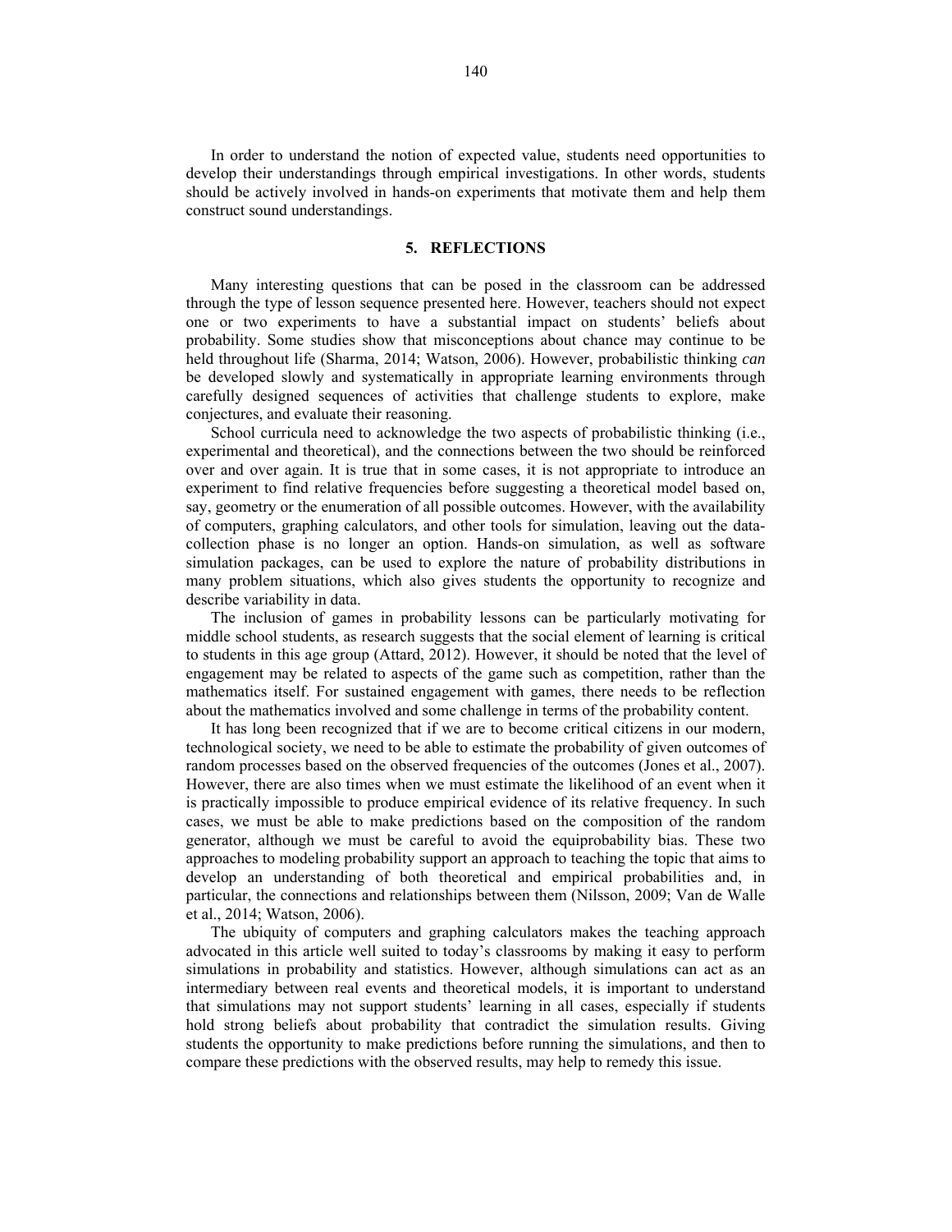In order to understand the notion of expected value, students need opportunities to develop their understandings through empirical investigations. In other words, students should be actively involved in hands-on experiments that motivate them and help them construct sound understandings.

## 5. REFLECTIONS

Many interesting questions that can be posed in the classroom can be addressed through the type of lesson sequence presented here. However, teachers should not expect one or two experiments to have a substantial impact on students' beliefs about probability. Some studies show that misconceptions about chance may continue to be held throughout life (Sharma, 2014; Watson, 2006). However, probabilistic thinking *can* be developed slowly and systematically in appropriate learning environments through carefully designed sequences of activities that challenge students to explore, make conjectures, and evaluate their reasoning.

School curricula need to acknowledge the two aspects of probabilistic thinking (i.e., experimental and theoretical), and the connections between the two should be reinforced over and over again. It is true that in some cases, it is not appropriate to introduce an experiment to find relative frequencies before suggesting a theoretical model based on, say, geometry or the enumeration of all possible outcomes. However, with the availability of computers, graphing calculators, and other tools for simulation, leaving out the data-collection phase is no longer an option. Hands-on simulation, as well as software simulation packages, can be used to explore the nature of probability distributions in many problem situations, which also gives students the opportunity to recognize and describe variability in data.

The inclusion of games in probability lessons can be particularly motivating for middle school students, as research suggests that the social element of learning is critical to students in this age group (Attard, 2012). However, it should be noted that the level of engagement may be related to aspects of the game such as competition, rather than the mathematics itself. For sustained engagement with games, there needs to be reflection about the mathematics involved and some challenge in terms of the probability content.

It has long been recognized that if we are to become critical citizens in our modern, technological society, we need to be able to estimate the probability of given outcomes of random processes based on the observed frequencies of the outcomes (Jones et al., 2007). However, there are also times when we must estimate the likelihood of an event when it is practically impossible to produce empirical evidence of its relative frequency. In such cases, we must be able to make predictions based on the composition of the random generator, although we must be careful to avoid the equiprobability bias. These two approaches to modeling probability support an approach to teaching the topic that aims to develop an understanding of both theoretical and empirical probabilities and, in particular, the connections and relationships between them (Nilsson, 2009; Van de Walle et al., 2014; Watson, 2006).

The ubiquity of computers and graphing calculators makes the teaching approach advocated in this article well suited to today's classrooms by making it easy to perform simulations in probability and statistics. However, although simulations can act as an intermediary between real events and theoretical models, it is important to understand that simulations may not support students' learning in all cases, especially if students hold strong beliefs about probability that contradict the simulation results. Giving students the opportunity to make predictions before running the simulations, and then to compare these predictions with the observed results, may help to remedy this issue.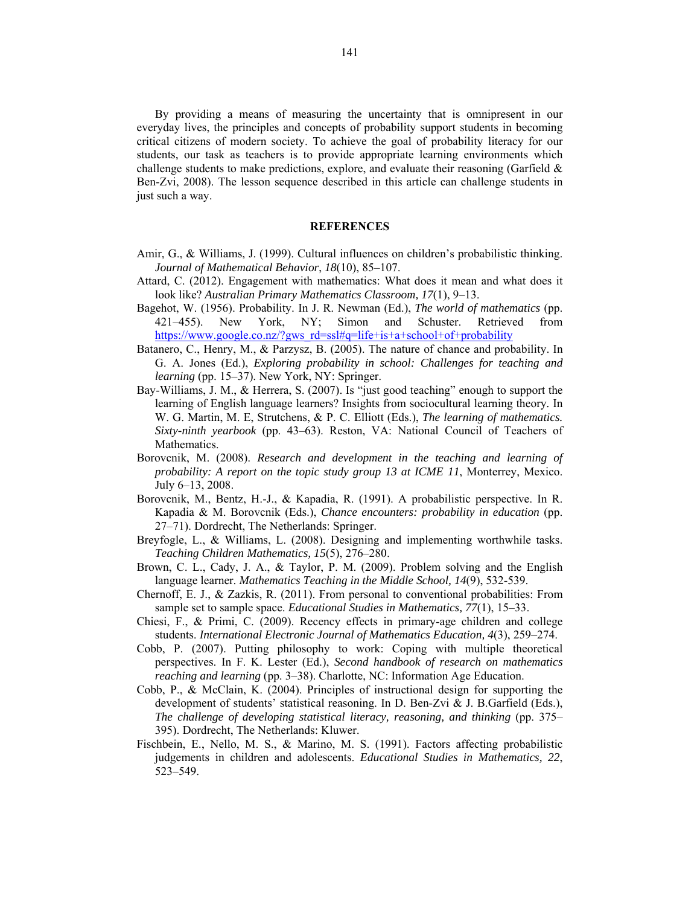By providing a means of measuring the uncertainty that is omnipresent in our everyday lives, the principles and concepts of probability support students in becoming critical citizens of modern society. To achieve the goal of probability literacy for our students, our task as teachers is to provide appropriate learning environments which challenge students to make predictions, explore, and evaluate their reasoning (Garfield & Ben-Zvi, 2008). The lesson sequence described in this article can challenge students in just such a way.

## REFERENCES

Amir, G., & Williams, J. (1999). Cultural influences on children's probabilistic thinking. *Journal of Mathematical Behavior*, *18*(10), 85–107.

Attard, C. (2012). Engagement with mathematics: What does it mean and what does it look like? *Australian Primary Mathematics Classroom, 17*(1), 9–13.

Bagehot, W. (1956). Probability. In J. R. Newman (Ed.), *The world of mathematics* (pp. 421–455). New York, NY; Simon and Schuster. Retrieved from https://www.google.co.nz/?gws_rd=ssl#q=life+is+a+school+of+probability

Batanero, C., Henry, M., & Parzysz, B. (2005). The nature of chance and probability. In G. A. Jones (Ed.), *Exploring probability in school: Challenges for teaching and learning* (pp. 15–37). New York, NY: Springer.

Bay-Williams, J. M., & Herrera, S. (2007). Is "just good teaching" enough to support the learning of English language learners? Insights from sociocultural learning theory. In W. G. Martin, M. E, Strutchens, & P. C. Elliott (Eds.), *The learning of mathematics. Sixty-ninth yearbook* (pp. 43–63). Reston, VA: National Council of Teachers of Mathematics.

Borovcnik, M. (2008). *Research and development in the teaching and learning of probability: A report on the topic study group 13 at ICME 11*, Monterrey, Mexico. July 6–13, 2008.

Borovcnik, M., Bentz, H.-J., & Kapadia, R. (1991). A probabilistic perspective. In R. Kapadia & M. Borovcnik (Eds.), *Chance encounters: probability in education* (pp. 27–71). Dordrecht, The Netherlands: Springer.

Breyfogle, L., & Williams, L. (2008). Designing and implementing worthwhile tasks. *Teaching Children Mathematics, 15*(5), 276–280.

Brown, C. L., Cady, J. A., & Taylor, P. M. (2009). Problem solving and the English language learner. *Mathematics Teaching in the Middle School, 14*(9), 532-539.

Chernoff, E. J., & Zazkis, R. (2011). From personal to conventional probabilities: From sample set to sample space. *Educational Studies in Mathematics, 77*(1), 15–33.

Chiesi, F., & Primi, C. (2009). Recency effects in primary-age children and college students. *International Electronic Journal of Mathematics Education, 4*(3), 259–274.

Cobb, P. (2007). Putting philosophy to work: Coping with multiple theoretical perspectives. In F. K. Lester (Ed.), *Second handbook of research on mathematics reaching and learning* (pp. 3–38). Charlotte, NC: Information Age Education.

Cobb, P., & McClain, K. (2004). Principles of instructional design for supporting the development of students' statistical reasoning. In D. Ben-Zvi & J. B.Garfield (Eds.), *The challenge of developing statistical literacy, reasoning, and thinking* (pp. 375–395). Dordrecht, The Netherlands: Kluwer.

Fischbein, E., Nello, M. S., & Marino, M. S. (1991). Factors affecting probabilistic judgements in children and adolescents. *Educational Studies in Mathematics, 22*, 523–549.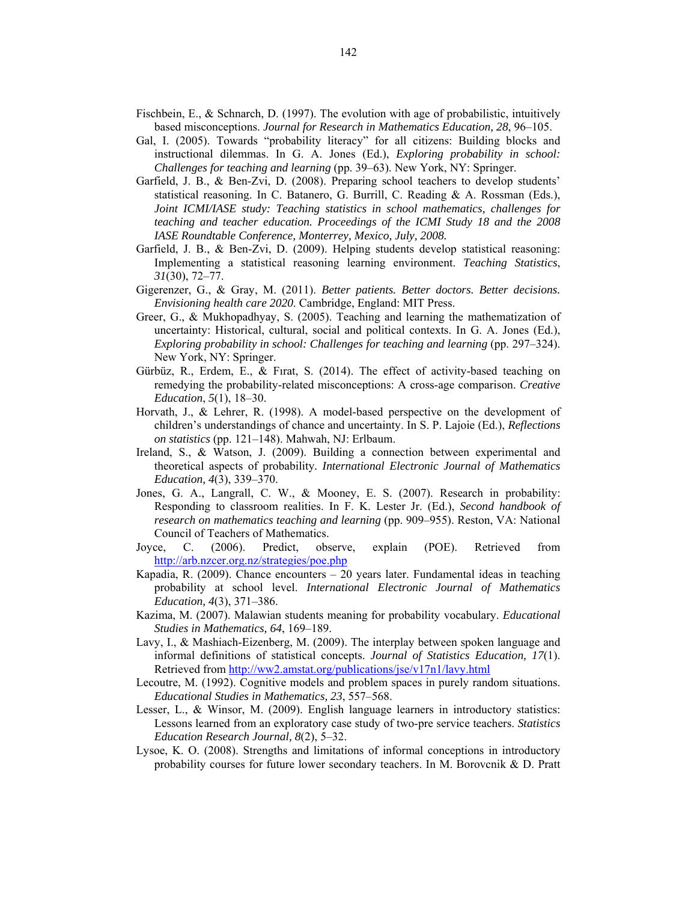Fischbein, E., & Schnarch, D. (1997). The evolution with age of probabilistic, intuitively based misconceptions. *Journal for Research in Mathematics Education, 28*, 96–105.

Gal, I. (2005). Towards "probability literacy" for all citizens: Building blocks and instructional dilemmas. In G. A. Jones (Ed.), *Exploring probability in school: Challenges for teaching and learning* (pp. 39–63). New York, NY: Springer.

Garfield, J. B., & Ben-Zvi, D. (2008). Preparing school teachers to develop students' statistical reasoning. In C. Batanero, G. Burrill, C. Reading & A. Rossman (Eds.), *Joint ICMI/IASE study: Teaching statistics in school mathematics, challenges for teaching and teacher education. Proceedings of the ICMI Study 18 and the 2008 IASE Roundtable Conference, Monterrey, Mexico, July, 2008.*

Garfield, J. B., & Ben-Zvi, D. (2009). Helping students develop statistical reasoning: Implementing a statistical reasoning learning environment. *Teaching Statistics*, *31*(30), 72–77.

Gigerenzer, G., & Gray, M. (2011). *Better patients. Better doctors. Better decisions. Envisioning health care 2020.* Cambridge, England: MIT Press.

Greer, G., & Mukhopadhyay, S. (2005). Teaching and learning the mathematization of uncertainty: Historical, cultural, social and political contexts. In G. A. Jones (Ed.), *Exploring probability in school: Challenges for teaching and learning* (pp. 297–324). New York, NY: Springer.

Gürbüz, R., Erdem, E., & Fırat, S. (2014). The effect of activity-based teaching on remedying the probability-related misconceptions: A cross-age comparison. *Creative Education*, *5*(1), 18–30.

Horvath, J., & Lehrer, R. (1998). A model-based perspective on the development of children's understandings of chance and uncertainty. In S. P. Lajoie (Ed.), *Reflections on statistics* (pp. 121–148). Mahwah, NJ: Erlbaum.

Ireland, S., & Watson, J. (2009). Building a connection between experimental and theoretical aspects of probability. *International Electronic Journal of Mathematics Education, 4*(3), 339–370.

Jones, G. A., Langrall, C. W., & Mooney, E. S. (2007). Research in probability: Responding to classroom realities. In F. K. Lester Jr. (Ed.), *Second handbook of research on mathematics teaching and learning* (pp. 909–955). Reston, VA: National Council of Teachers of Mathematics.

Joyce, C. (2006). Predict, observe, explain (POE). Retrieved from http://arb.nzcer.org.nz/strategies/poe.php

Kapadia, R. (2009). Chance encounters – 20 years later. Fundamental ideas in teaching probability at school level. *International Electronic Journal of Mathematics Education, 4*(3), 371–386.

Kazima, M. (2007). Malawian students meaning for probability vocabulary. *Educational Studies in Mathematics, 64*, 169–189.

Lavy, I., & Mashiach-Eizenberg, M. (2009). The interplay between spoken language and informal definitions of statistical concepts. *Journal of Statistics Education, 17*(1). Retrieved from http://ww2.amstat.org/publications/jse/v17n1/lavy.html

Lecoutre, M. (1992). Cognitive models and problem spaces in purely random situations. *Educational Studies in Mathematics, 23*, 557–568.

Lesser, L., & Winsor, M. (2009). English language learners in introductory statistics: Lessons learned from an exploratory case study of two-pre service teachers. *Statistics Education Research Journal, 8*(2), 5–32.

Lysoe, K. O. (2008). Strengths and limitations of informal conceptions in introductory probability courses for future lower secondary teachers. In M. Borovcnik & D. Pratt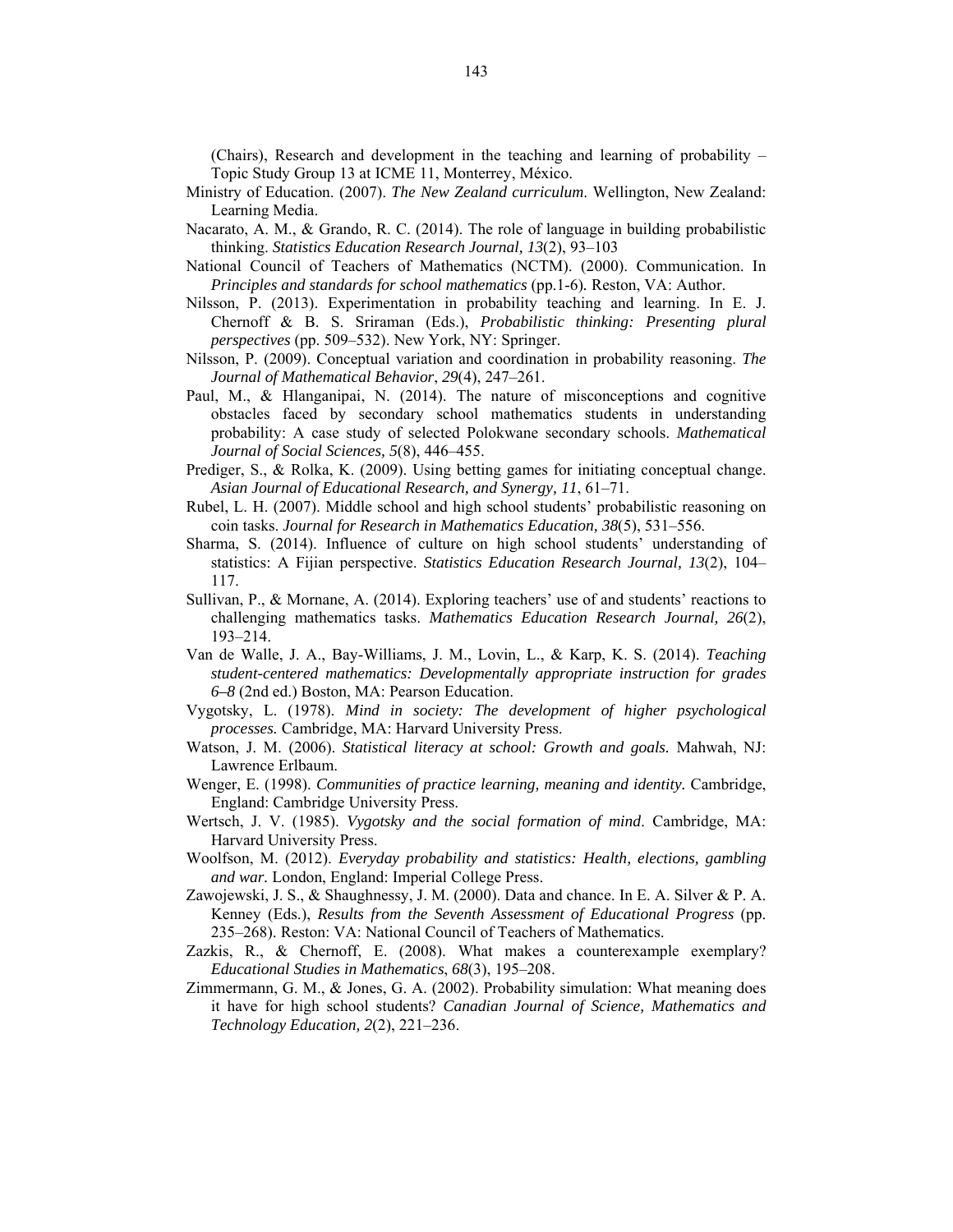(Chairs), Research and development in the teaching and learning of probability – Topic Study Group 13 at ICME 11, Monterrey, México.

Ministry of Education. (2007). *The New Zealand curriculum*. Wellington, New Zealand: Learning Media.

Nacarato, A. M., & Grando, R. C. (2014). The role of language in building probabilistic thinking. *Statistics Education Research Journal, 13*(2), 93–103

National Council of Teachers of Mathematics (NCTM). (2000). Communication. In *Principles and standards for school mathematics* (pp.1-6). Reston, VA: Author.

Nilsson, P. (2013). Experimentation in probability teaching and learning. In E. J. Chernoff & B. S. Sriraman (Eds.), *Probabilistic thinking: Presenting plural perspectives* (pp. 509–532). New York, NY: Springer.

Nilsson, P. (2009). Conceptual variation and coordination in probability reasoning. *The Journal of Mathematical Behavior*, *29*(4), 247–261.

Paul, M., & Hlanganipai, N. (2014). The nature of misconceptions and cognitive obstacles faced by secondary school mathematics students in understanding probability: A case study of selected Polokwane secondary schools. *Mathematical Journal of Social Sciences, 5*(8), 446–455.

Prediger, S., & Rolka, K. (2009). Using betting games for initiating conceptual change. *Asian Journal of Educational Research, and Synergy, 11*, 61–71.

Rubel, L. H. (2007). Middle school and high school students' probabilistic reasoning on coin tasks. *Journal for Research in Mathematics Education, 38*(5), 531–556.

Sharma, S. (2014). Influence of culture on high school students' understanding of statistics: A Fijian perspective. *Statistics Education Research Journal, 13*(2), 104–117.

Sullivan, P., & Mornane, A. (2014). Exploring teachers' use of and students' reactions to challenging mathematics tasks. *Mathematics Education Research Journal, 26*(2), 193–214.

Van de Walle, J. A., Bay-Williams, J. M., Lovin, L., & Karp, K. S. (2014). *Teaching student-centered mathematics: Developmentally appropriate instruction for grades 6–8* (2nd ed.) Boston, MA: Pearson Education.

Vygotsky, L. (1978). *Mind in society: The development of higher psychological processes.* Cambridge, MA: Harvard University Press.

Watson, J. M. (2006). *Statistical literacy at school: Growth and goals.* Mahwah, NJ: Lawrence Erlbaum.

Wenger, E. (1998). *Communities of practice learning, meaning and identity.* Cambridge, England: Cambridge University Press.

Wertsch, J. V. (1985). *Vygotsky and the social formation of mind*. Cambridge, MA: Harvard University Press.

Woolfson, M. (2012). *Everyday probability and statistics: Health, elections, gambling and war.* London, England: Imperial College Press.

Zawojewski, J. S., & Shaughnessy, J. M. (2000). Data and chance. In E. A. Silver & P. A. Kenney (Eds.), *Results from the Seventh Assessment of Educational Progress* (pp. 235–268). Reston: VA: National Council of Teachers of Mathematics.

Zazkis, R., & Chernoff, E. (2008). What makes a counterexample exemplary? *Educational Studies in Mathematics*, *68*(3), 195–208.

Zimmermann, G. M., & Jones, G. A. (2002). Probability simulation: What meaning does it have for high school students? *Canadian Journal of Science, Mathematics and Technology Education, 2*(2), 221–236.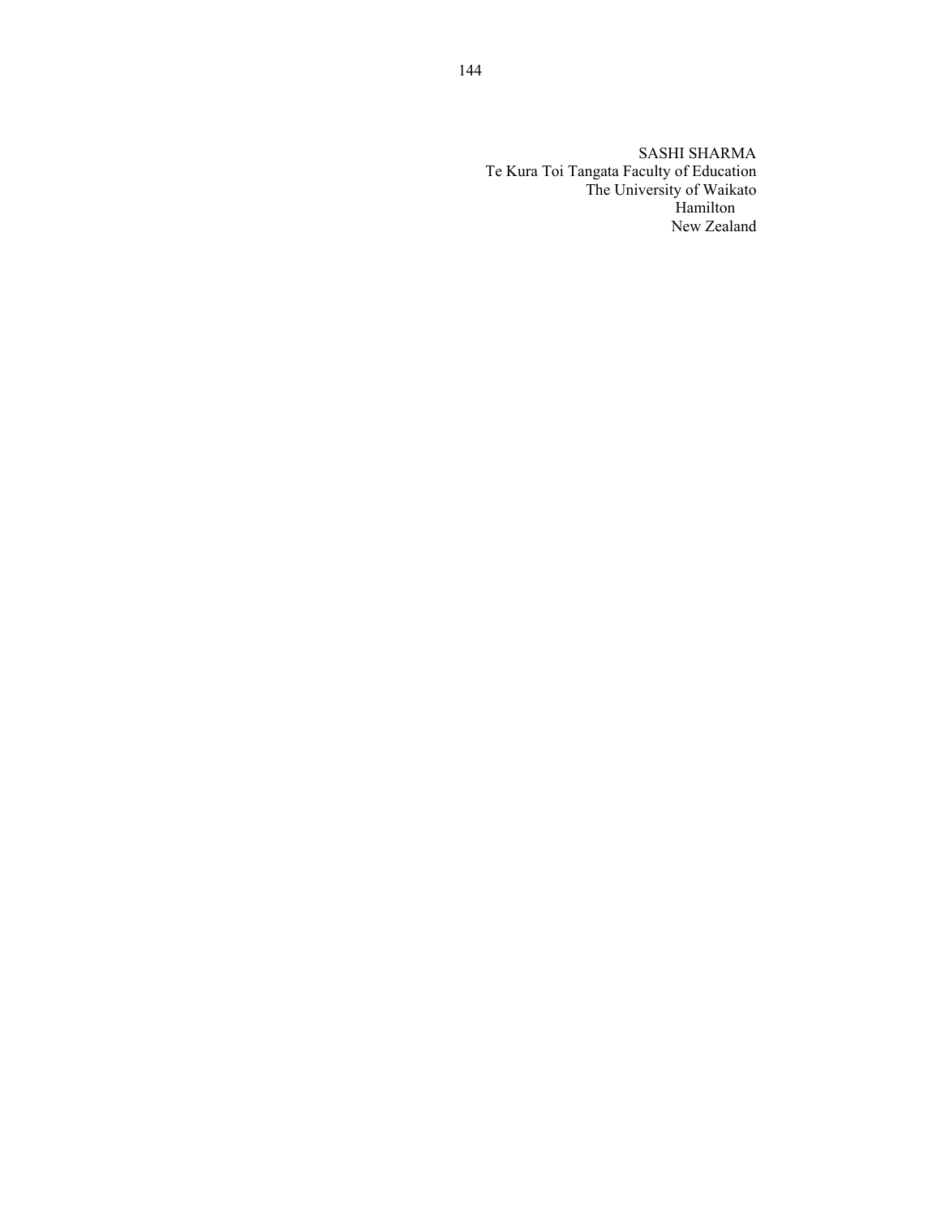SASHI SHARMA
Te Kura Toi Tangata Faculty of Education
The University of Waikato
Hamilton
New Zealand